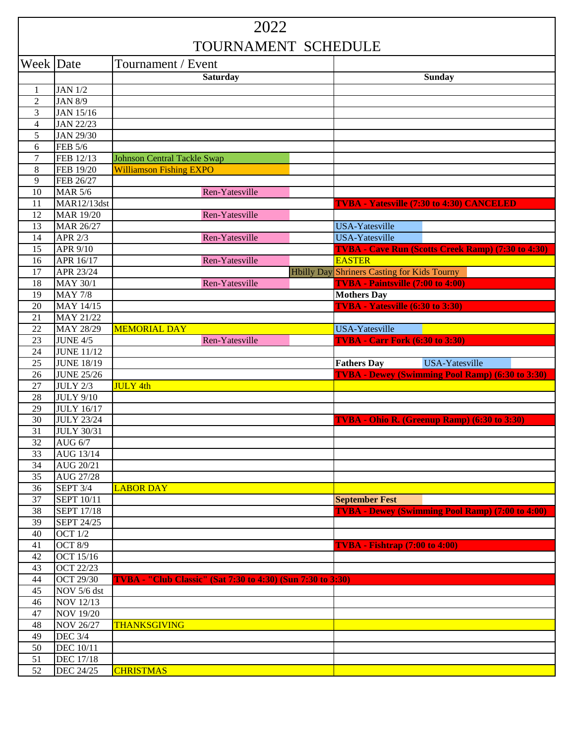# 2022

# TOURNAMENT SCHEDULE

| Week | Date | Tournament / Event Saturday | Sunday |
|---|---|---|---|
| 1 | JAN 1/2 | | |
| 2 | JAN 8/9 | | |
| 3 | JAN 15/16 | | |
| 4 | JAN 22/23 | | |
| 5 | JAN 29/30 | | |
| 6 | FEB 5/6 | | |
| 7 | FEB 12/13 | Johnson Central Tackle Swap | |
| 8 | FEB 19/20 | Williamson Fishing EXPO | |
| 9 | FEB 26/27 | | |
| 10 | MAR 5/6 | Ren-Yatesville | |
| 11 | MAR12/13dst | | **TVBA - Yatesville (7:30 to 4:30) CANCELED** |
| 12 | MAR 19/20 | Ren-Yatesville | |
| 13 | MAR 26/27 | | USA-Yatesville |
| 14 | APR 2/3 | Ren-Yatesville | USA-Yatesville |
| 15 | APR 9/10 | | **TVBA - Cave Run (Scotts Creek Ramp) (7:30 to 4:30)** |
| 16 | APR 16/17 | Ren-Yatesville | EASTER |
| 17 | APR 23/24 | Hbilly Day | Shriners Casting for Kids Tourny |
| 18 | MAY 30/1 | Ren-Yatesville | **TVBA - Paintsville (7:00 to 4:00)** |
| 19 | MAY 7/8 | | **Mothers Day** |
| 20 | MAY 14/15 | | **TVBA - Yatesville (6:30 to 3:30)** |
| 21 | MAY 21/22 | | |
| 22 | MAY 28/29 | MEMORIAL DAY | USA-Yatesville |
| 23 | JUNE 4/5 | Ren-Yatesville | **TVBA - Carr Fork (6:30 to 3:30)** |
| 24 | JUNE 11/12 | | |
| 25 | JUNE 18/19 | | **Fathers Day** USA-Yatesville |
| 26 | JUNE 25/26 | | **TVBA - Dewey (Swimming Pool Ramp) (6:30 to 3:30)** |
| 27 | JULY 2/3 | JULY 4th | |
| 28 | JULY 9/10 | | |
| 29 | JULY 16/17 | | |
| 30 | JULY 23/24 | | **TVBA - Ohio R. (Greenup Ramp) (6:30 to 3:30)** |
| 31 | JULY 30/31 | | |
| 32 | AUG 6/7 | | |
| 33 | AUG 13/14 | | |
| 34 | AUG 20/21 | | |
| 35 | AUG 27/28 | | |
| 36 | SEPT 3/4 | LABOR DAY | |
| 37 | SEPT 10/11 | | **September Fest** |
| 38 | SEPT 17/18 | | **TVBA - Dewey (Swimming Pool Ramp) (7:00 to 4:00)** |
| 39 | SEPT 24/25 | | |
| 40 | OCT 1/2 | | |
| 41 | OCT 8/9 | | **TVBA - Fishtrap (7:00 to 4:00)** |
| 42 | OCT 15/16 | | |
| 43 | OCT 22/23 | | |
| 44 | OCT 29/30 | **TVBA - "Club Classic" (Sat 7:30 to 4:30) (Sun 7:30 to 3:30)** | |
| 45 | NOV 5/6 dst | | |
| 46 | NOV 12/13 | | |
| 47 | NOV 19/20 | | |
| 48 | NOV 26/27 | THANKSGIVING | |
| 49 | DEC 3/4 | | |
| 50 | DEC 10/11 | | |
| 51 | DEC 17/18 | | |
| 52 | DEC 24/25 | CHRISTMAS | |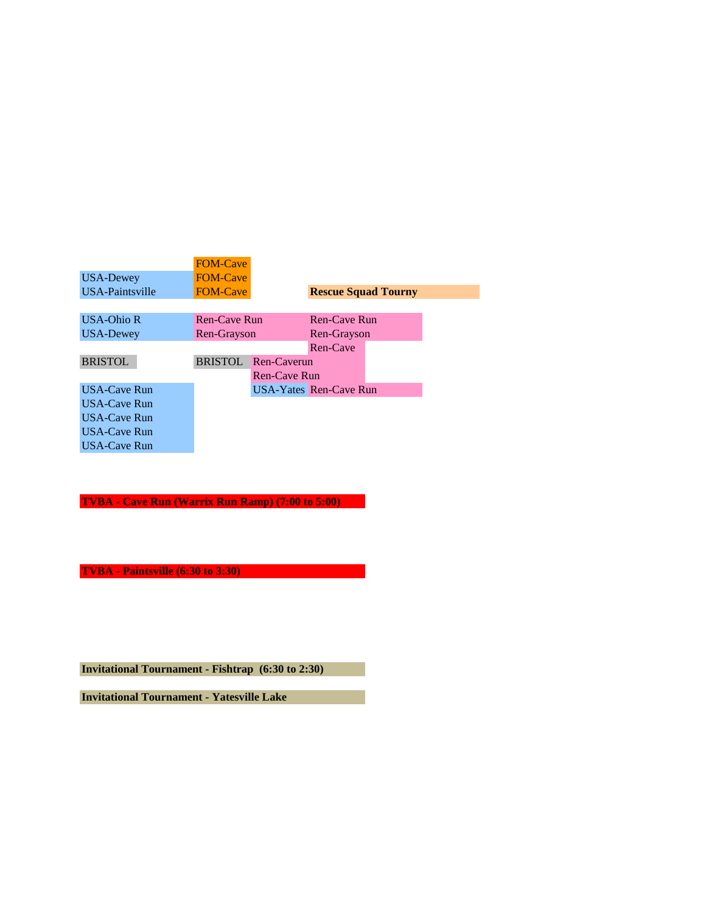| | | | | |
|---|---|---|---|---|
| | FOM-Cave | | | |
| USA-Dewey | FOM-Cave | | | |
| USA-Paintsville | FOM-Cave | | **Rescue Squad Tourny** | |
| | | | | |
| USA-Ohio R | Ren-Cave Run | | Ren-Cave Run | |
| USA-Dewey | Ren-Grayson | | Ren-Grayson | |
| | | | Ren-Cave | |
| BRISTOL | BRISTOL | Ren-Caverun | | |
| | | Ren-Cave Run | | |
| USA-Cave Run | | USA-Yates | Ren-Cave Run | |
| USA-Cave Run | | | | |
| USA-Cave Run | | | | |
| USA-Cave Run | | | | |
| USA-Cave Run | | | | |

**TVBA - Cave Run (Warrix Run Ramp) (7:00 to 5:00)**

**TVBA - Paintsville (6:30 to 3:30)**

**Invitational Tournament - Fishtrap (6:30 to 2:30)**

**Invitational Tournament - Yatesville Lake**